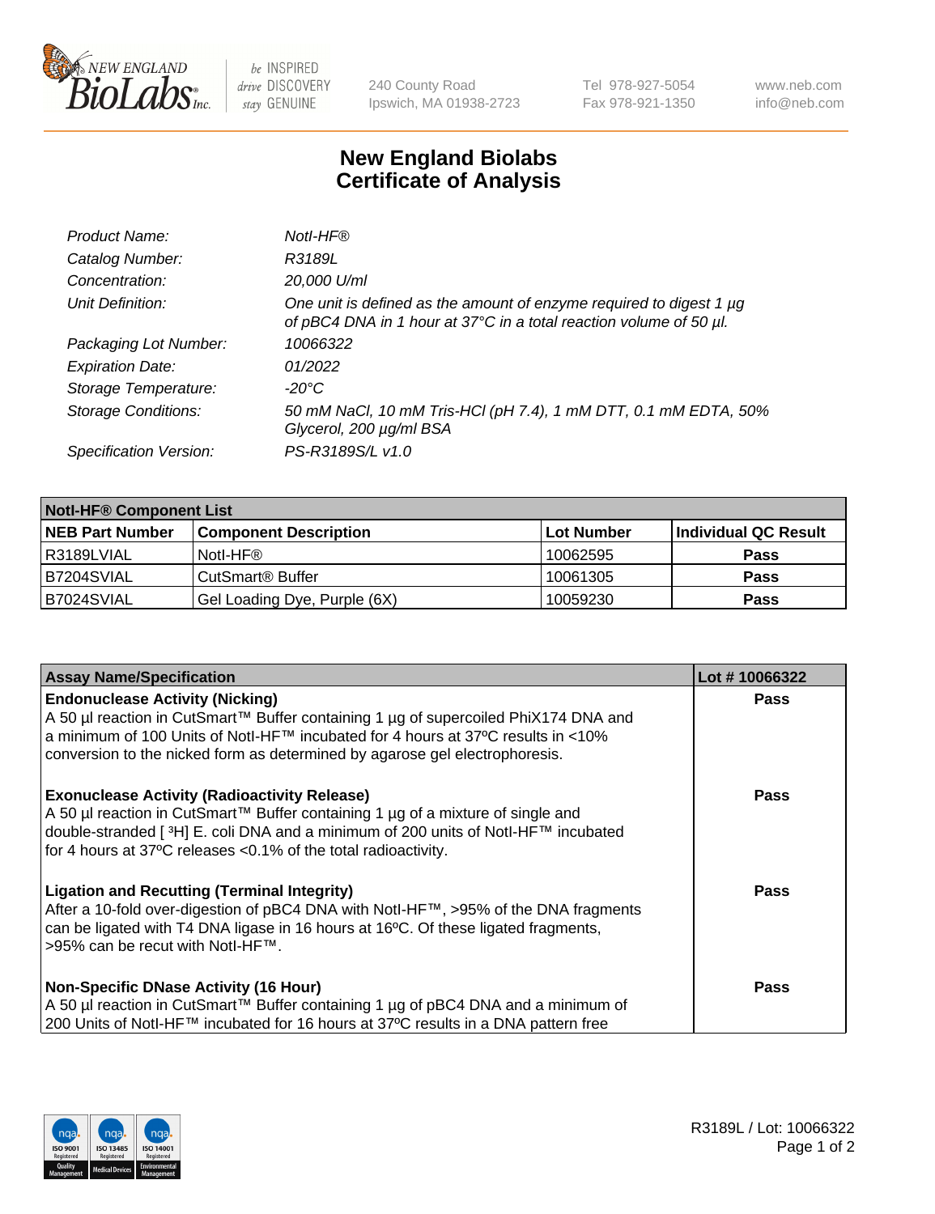# New England Biolabs Certificate of Analysis

| | |
|---|---|
| *Product Name:* | *NotI-HF®* |
| *Catalog Number:* | *R3189L* |
| *Concentration:* | *20,000 U/ml* |
| *Unit Definition:* | *One unit is defined as the amount of enzyme required to digest 1 µg of pBC4 DNA in 1 hour at 37°C in a total reaction volume of 50 µl.* |
| *Packaging Lot Number:* | *10066322* |
| *Expiration Date:* | *01/2022* |
| *Storage Temperature:* | *-20°C* |
| *Storage Conditions:* | *50 mM NaCl, 10 mM Tris-HCl (pH 7.4), 1 mM DTT, 0.1 mM EDTA, 50% Glycerol, 200 µg/ml BSA* |
| *Specification Version:* | *PS-R3189S/L v1.0* |

| NotI-HF® Component List | | | |
|---|---|---|---|
| **NEB Part Number** | **Component Description** | **Lot Number** | **Individual QC Result** |
| R3189LVIAL | NotI-HF® | 10062595 | **Pass** |
| B7204SVIAL | CutSmart® Buffer | 10061305 | **Pass** |
| B7024SVIAL | Gel Loading Dye, Purple (6X) | 10059230 | **Pass** |

| Assay Name/Specification | Lot # 10066322 |
|---|---|
| **Endonuclease Activity (Nicking)**<br>A 50 µl reaction in CutSmart™ Buffer containing 1 µg of supercoiled PhiX174 DNA and a minimum of 100 Units of NotI-HF™ incubated for 4 hours at 37ºC results in <10% conversion to the nicked form as determined by agarose gel electrophoresis. | **Pass** |
| **Exonuclease Activity (Radioactivity Release)**<br>A 50 µl reaction in CutSmart™ Buffer containing 1 µg of a mixture of single and double-stranded [ $^{3}$H] E. coli DNA and a minimum of 200 units of NotI-HF™ incubated for 4 hours at 37ºC releases <0.1% of the total radioactivity. | **Pass** |
| **Ligation and Recutting (Terminal Integrity)**<br>After a 10-fold over-digestion of pBC4 DNA with NotI-HF™, >95% of the DNA fragments can be ligated with T4 DNA ligase in 16 hours at 16ºC. Of these ligated fragments, >95% can be recut with NotI-HF™. | **Pass** |
| **Non-Specific DNase Activity (16 Hour)**<br>A 50 µl reaction in CutSmart™ Buffer containing 1 µg of pBC4 DNA and a minimum of 200 Units of NotI-HF™ incubated for 16 hours at 37ºC results in a DNA pattern free | **Pass** |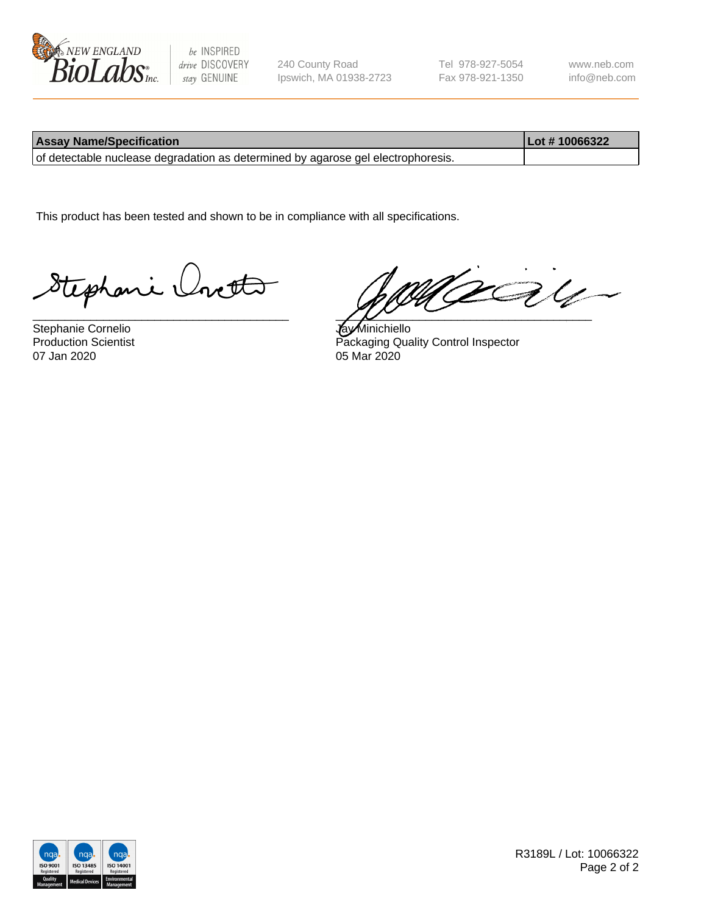New England BioLabs Inc. — be INSPIRED drive DISCOVERY stay GENUINE

240 County Road
Ipswich, MA 01938-2723

Tel 978-927-5054
Fax 978-921-1350

www.neb.com
info@neb.com

| Assay Name/Specification | Lot # 10066322 |
| --- | --- |
| of detectable nuclease degradation as determined by agarose gel electrophoresis. | |

This product has been tested and shown to be in compliance with all specifications.

Stephanie Cornelio
Production Scientist
07 Jan 2020

Jay Minichiello
Packaging Quality Control Inspector
05 Mar 2020

R3189L / Lot: 10066322